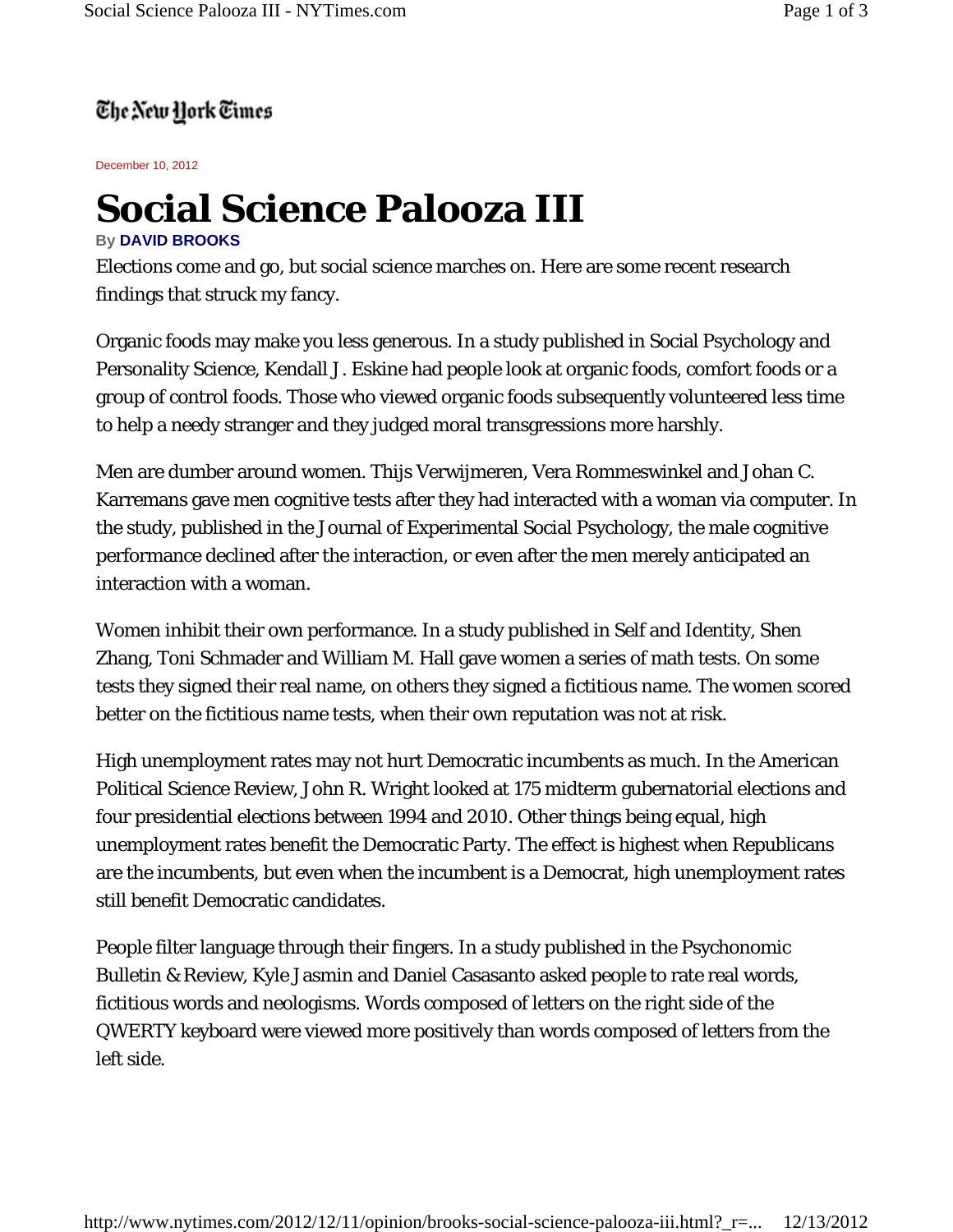The New York Times

December 10, 2012

# Social Science Palooza III

**By DAVID BROOKS**

Elections come and go, but social science marches on. Here are some recent research findings that struck my fancy.

Organic foods may make you less generous. In a study published in Social Psychology and Personality Science, Kendall J. Eskine had people look at organic foods, comfort foods or a group of control foods. Those who viewed organic foods subsequently volunteered less time to help a needy stranger and they judged moral transgressions more harshly.

Men are dumber around women. Thijs Verwijmeren, Vera Rommeswinkel and Johan C. Karremans gave men cognitive tests after they had interacted with a woman via computer. In the study, published in the Journal of Experimental Social Psychology, the male cognitive performance declined after the interaction, or even after the men merely anticipated an interaction with a woman.

Women inhibit their own performance. In a study published in Self and Identity, Shen Zhang, Toni Schmader and William M. Hall gave women a series of math tests. On some tests they signed their real name, on others they signed a fictitious name. The women scored better on the fictitious name tests, when their own reputation was not at risk.

High unemployment rates may not hurt Democratic incumbents as much. In the American Political Science Review, John R. Wright looked at 175 midterm gubernatorial elections and four presidential elections between 1994 and 2010. Other things being equal, high unemployment rates benefit the Democratic Party. The effect is highest when Republicans are the incumbents, but even when the incumbent is a Democrat, high unemployment rates still benefit Democratic candidates.

People filter language through their fingers. In a study published in the Psychonomic Bulletin & Review, Kyle Jasmin and Daniel Casasanto asked people to rate real words, fictitious words and neologisms. Words composed of letters on the right side of the QWERTY keyboard were viewed more positively than words composed of letters from the left side.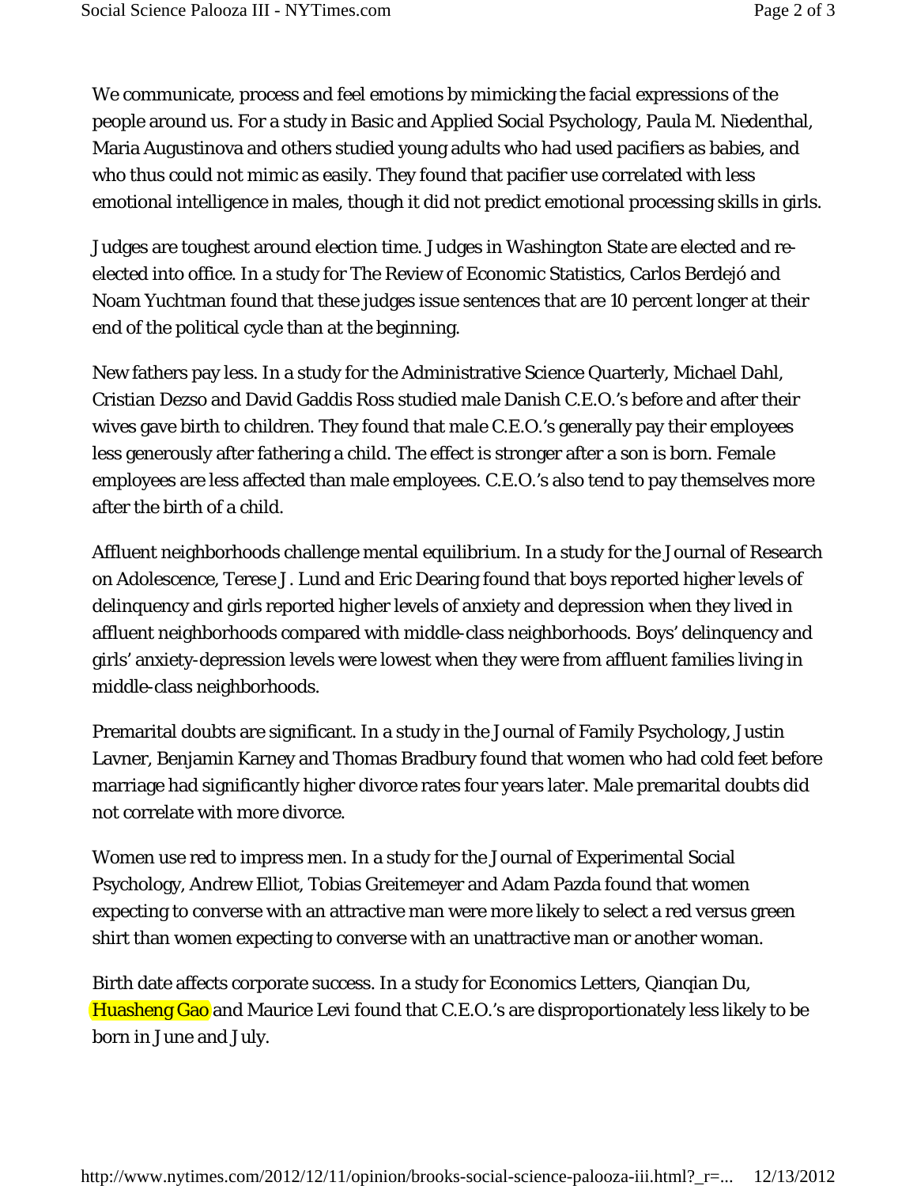We communicate, process and feel emotions by mimicking the facial expressions of the people around us. For a study in Basic and Applied Social Psychology, Paula M. Niedenthal, Maria Augustinova and others studied young adults who had used pacifiers as babies, and who thus could not mimic as easily. They found that pacifier use correlated with less emotional intelligence in males, though it did not predict emotional processing skills in girls.

Judges are toughest around election time. Judges in Washington State are elected and re-elected into office. In a study for The Review of Economic Statistics, Carlos Berdejó and Noam Yuchtman found that these judges issue sentences that are 10 percent longer at their end of the political cycle than at the beginning.

New fathers pay less. In a study for the Administrative Science Quarterly, Michael Dahl, Cristian Dezso and David Gaddis Ross studied male Danish C.E.O.'s before and after their wives gave birth to children. They found that male C.E.O.'s generally pay their employees less generously after fathering a child. The effect is stronger after a son is born. Female employees are less affected than male employees. C.E.O.'s also tend to pay themselves more after the birth of a child.

Affluent neighborhoods challenge mental equilibrium. In a study for the Journal of Research on Adolescence, Terese J. Lund and Eric Dearing found that boys reported higher levels of delinquency and girls reported higher levels of anxiety and depression when they lived in affluent neighborhoods compared with middle-class neighborhoods. Boys' delinquency and girls' anxiety-depression levels were lowest when they were from affluent families living in middle-class neighborhoods.

Premarital doubts are significant. In a study in the Journal of Family Psychology, Justin Lavner, Benjamin Karney and Thomas Bradbury found that women who had cold feet before marriage had significantly higher divorce rates four years later. Male premarital doubts did not correlate with more divorce.

Women use red to impress men. In a study for the Journal of Experimental Social Psychology, Andrew Elliot, Tobias Greitemeyer and Adam Pazda found that women expecting to converse with an attractive man were more likely to select a red versus green shirt than women expecting to converse with an unattractive man or another woman.

Birth date affects corporate success. In a study for Economics Letters, Qianqian Du, Huasheng Gao and Maurice Levi found that C.E.O.'s are disproportionately less likely to be born in June and July.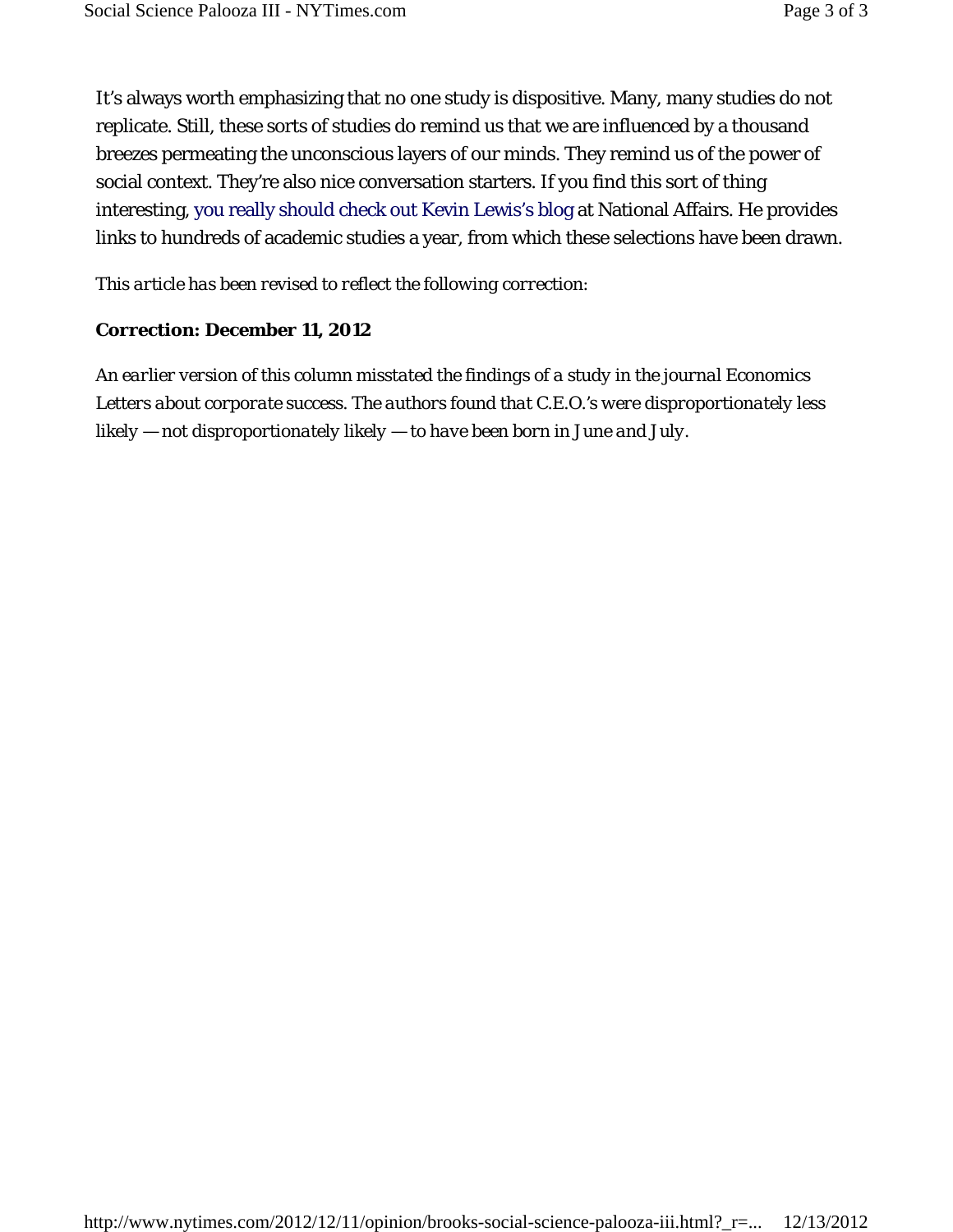It's always worth emphasizing that no one study is dispositive. Many, many studies do not replicate. Still, these sorts of studies do remind us that we are influenced by a thousand breezes permeating the unconscious layers of our minds. They remind us of the power of social context. They're also nice conversation starters. If you find this sort of thing interesting, you really should check out Kevin Lewis's blog at National Affairs. He provides links to hundreds of academic studies a year, from which these selections have been drawn.

*This article has been revised to reflect the following correction:*

**Correction: December 11, 2012**

*An earlier version of this column misstated the findings of a study in the journal* Economics Letters *about corporate success. The authors found that C.E.O.'s were disproportionately less likely — not disproportionately likely — to have been born in June and July.*